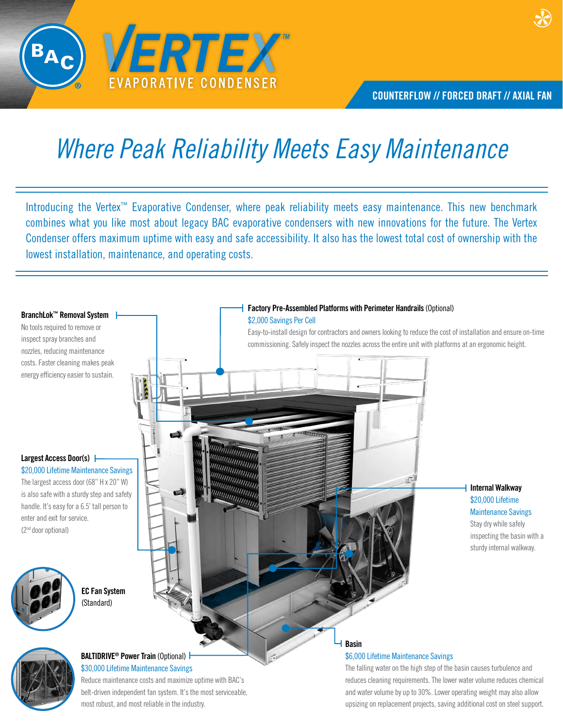# BAC VERTEX™ EVAPORATIVE CONDENSER

**COUNTERFLOW // FORCED DRAFT // AXIAL FAN**

## *Where Peak Reliability Meets Easy Maintenance*

Introducing the Vertex™ Evaporative Condenser, where peak reliability meets easy maintenance. This new benchmark combines what you like most about legacy BAC evaporative condensers with new innovations for the future. The Vertex Condenser offers maximum uptime with easy and safe accessibility. It also has the lowest total cost of ownership with the lowest installation, maintenance, and operating costs.

**BranchLok™ Removal System**

No tools required to remove or inspect spray branches and nozzles, reducing maintenance costs. Faster cleaning makes peak energy efficiency easier to sustain.

**Factory Pre-Assembled Platforms with Perimeter Handrails** (Optional)

$2,000 Savings Per Cell

Easy-to-install design for contractors and owners looking to reduce the cost of installation and ensure on-time commissioning. Safely inspect the nozzles across the entire unit with platforms at an ergonomic height.

**Largest Access Door(s)**

$20,000 Lifetime Maintenance Savings

The largest access door (68" H x 20" W) is also safe with a sturdy step and safety handle. It's easy for a 6.5' tall person to enter and exit for service.
(2nd door optional)

**Internal Walkway**

$20,000 Lifetime Maintenance Savings

Stay dry while safely inspecting the basin with a sturdy internal walkway.

**EC Fan System**
(Standard)

**BALTIDRIVE® Power Train** (Optional)

$30,000 Lifetime Maintenance Savings

Reduce maintenance costs and maximize uptime with BAC's belt-driven independent fan system. It's the most serviceable, most robust, and most reliable in the industry.

**Basin**

$6,000 Lifetime Maintenance Savings

The falling water on the high step of the basin causes turbulence and reduces cleaning requirements. The lower water volume reduces chemical and water volume by up to 30%. Lower operating weight may also allow upsizing on replacement projects, saving additional cost on steel support.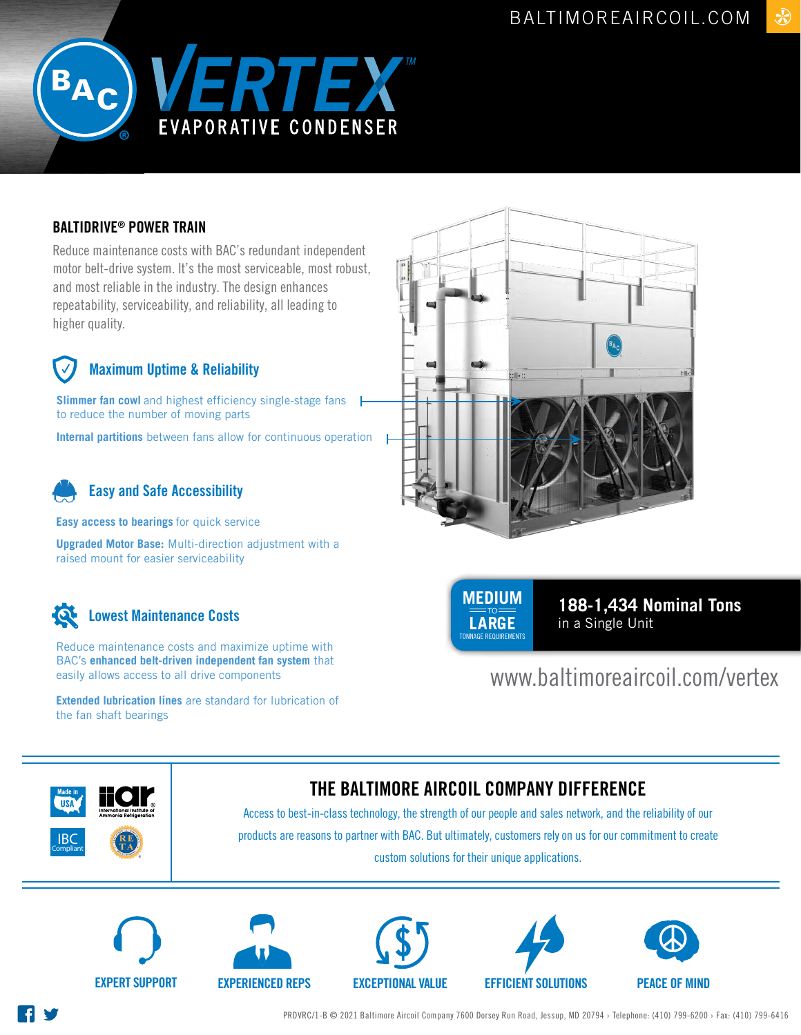BALTIMOREAIRCOIL.COM

# VERTEX™ EVAPORATIVE CONDENSER

## BALTIDRIVE® POWER TRAIN

Reduce maintenance costs with BAC's redundant independent motor belt-drive system. It's the most serviceable, most robust, and most reliable in the industry. The design enhances repeatability, serviceability, and reliability, all leading to higher quality.

### Maximum Uptime & Reliability

**Slimmer fan cowl** and highest efficiency single-stage fans to reduce the number of moving parts

**Internal partitions** between fans allow for continuous operation

### Easy and Safe Accessibility

**Easy access to bearings** for quick service

**Upgraded Motor Base:** Multi-direction adjustment with a raised mount for easier serviceability

### Lowest Maintenance Costs

Reduce maintenance costs and maximize uptime with BAC's **enhanced belt-driven independent fan system** that easily allows access to all drive components

**Extended lubrication lines** are standard for lubrication of the fan shaft bearings

MEDIUM TO LARGE TONNAGE REQUIREMENTS

**188-1,434 Nominal Tons**
in a Single Unit

www.baltimoreaircoil.com/vertex

Made in USA | iiar International Institute of Ammonia Refrigeration | IBC Compliant | RETA

## THE BALTIMORE AIRCOIL COMPANY DIFFERENCE

Access to best-in-class technology, the strength of our people and sales network, and the reliability of our products are reasons to partner with BAC. But ultimately, customers rely on us for our commitment to create custom solutions for their unique applications.

EXPERT SUPPORT | EXPERIENCED REPS | EXCEPTIONAL VALUE | EFFICIENT SOLUTIONS | PEACE OF MIND

PRDVRC/1-B © 2021 Baltimore Aircoil Company 7600 Dorsey Run Road, Jessup, MD 20794 › Telephone: (410) 799-6200 › Fax: (410) 799-6416